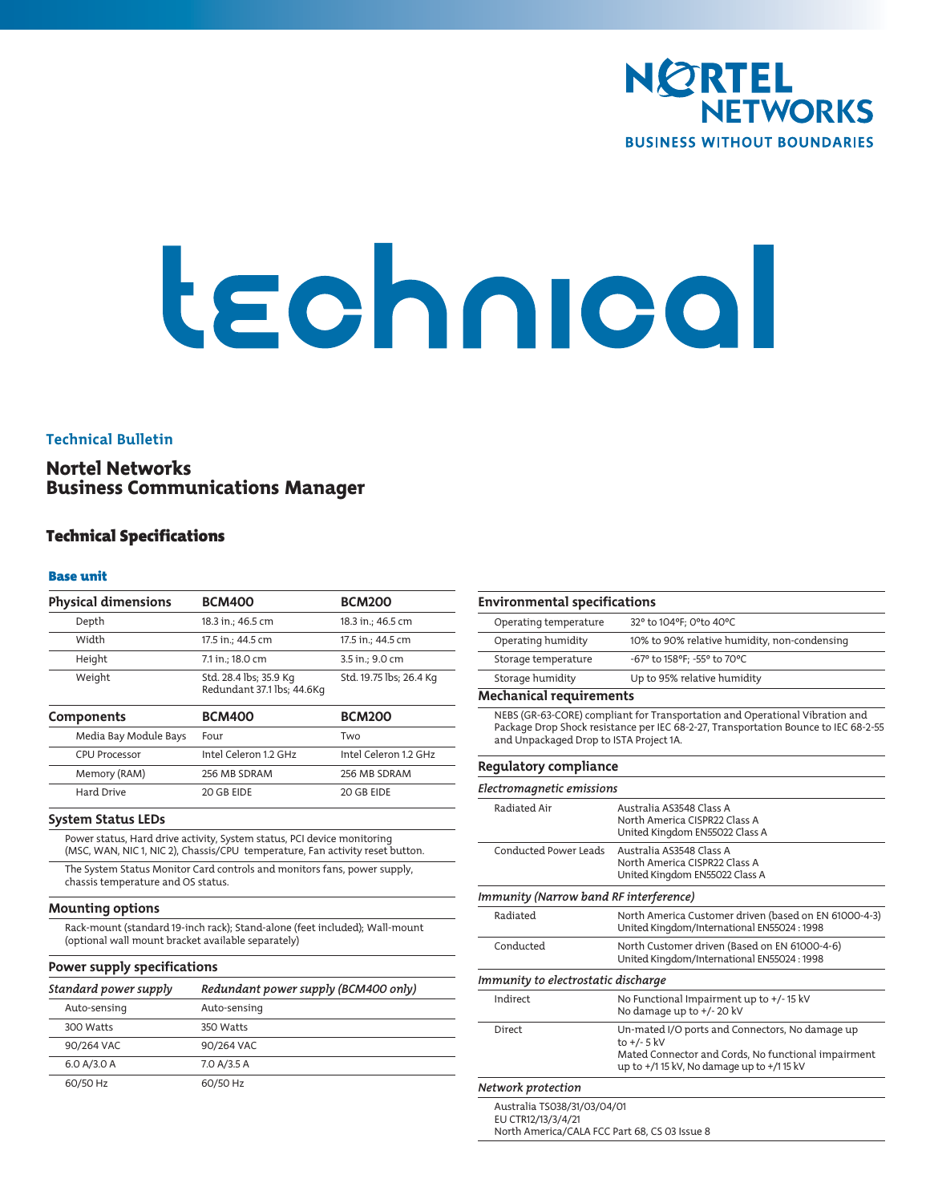NORTEL NETWORKS
BUSINESS WITHOUT BOUNDARIES

# technical

Technical Bulletin

## Nortel Networks Business Communications Manager

## Technical Specifications

### Base unit

| Physical dimensions | BCM400 | BCM200 |
|---|---|---|
| Depth | 18.3 in.; 46.5 cm | 18.3 in.; 46.5 cm |
| Width | 17.5 in.; 44.5 cm | 17.5 in.; 44.5 cm |
| Height | 7.1 in.; 18.0 cm | 3.5 in.; 9.0 cm |
| Weight | Std. 28.4 lbs; 35.9 Kg<br>Redundant 37.1 lbs; 44.6Kg | Std. 19.75 lbs; 26.4 Kg |

| Components | BCM400 | BCM200 |
|---|---|---|
| Media Bay Module Bays | Four | Two |
| CPU Processor | Intel Celeron 1.2 GHz | Intel Celeron 1.2 GHz |
| Memory (RAM) | 256 MB SDRAM | 256 MB SDRAM |
| Hard Drive | 20 GB EIDE | 20 GB EIDE |

#### System Status LEDs

Power status, Hard drive activity, System status, PCI device monitoring (MSC, WAN, NIC 1, NIC 2), Chassis/CPU temperature, Fan activity reset button.

The System Status Monitor Card controls and monitors fans, power supply, chassis temperature and OS status.

#### Mounting options

Rack-mount (standard 19-inch rack); Stand-alone (feet included); Wall-mount (optional wall mount bracket available separately)

#### Power supply specifications

| *Standard power supply* | *Redundant power supply (BCM400 only)* |
|---|---|
| Auto-sensing | Auto-sensing |
| 300 Watts | 350 Watts |
| 90/264 VAC | 90/264 VAC |
| 6.0 A/3.0 A | 7.0 A/3.5 A |
| 60/50 Hz | 60/50 Hz |

#### Environmental specifications

| | |
|---|---|
| Operating temperature | 32° to 104°F; 0°to 40°C |
| Operating humidity | 10% to 90% relative humidity, non-condensing |
| Storage temperature | -67° to 158°F; -55° to 70°C |
| Storage humidity | Up to 95% relative humidity |

#### Mechanical requirements

NEBS (GR-63-CORE) compliant for Transportation and Operational Vibration and Package Drop Shock resistance per IEC 68-2-27, Transportation Bounce to IEC 68-2-55 and Unpackaged Drop to ISTA Project 1A.

#### Regulatory compliance

*Electromagnetic emissions*

| | |
|---|---|
| Radiated Air | Australia AS3548 Class A<br>North America CISPR22 Class A<br>United Kingdom EN55022 Class A |
| Conducted Power Leads | Australia AS3548 Class A<br>North America CISPR22 Class A<br>United Kingdom EN55022 Class A |

*Immunity (Narrow band RF interference)*

| | |
|---|---|
| Radiated | North America Customer driven (based on EN 61000-4-3)<br>United Kingdom/International EN55024 : 1998 |
| Conducted | North Customer driven (Based on EN 61000-4-6)<br>United Kingdom/International EN55024 : 1998 |

*Immunity to electrostatic discharge*

| | |
|---|---|
| Indirect | No Functional Impairment up to +/- 15 kV<br>No damage up to +/- 20 kV |
| Direct | Un-mated I/O ports and Connectors, No damage up to +/- 5 kV<br>Mated Connector and Cords, No functional impairment up to +/1 15 kV, No damage up to +/1 15 kV |

*Network protection*

Australia TS038/31/03/04/01
EU CTR12/13/3/4/21
North America/CALA FCC Part 68, CS 03 Issue 8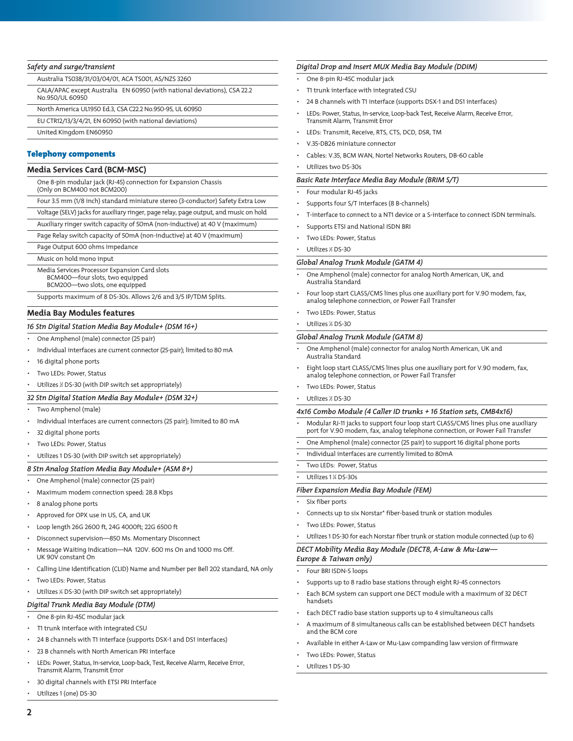### *Safety and surge/transient*

| | |
|---|---|
| Australia TS038/31/03/04/01, ACA TS001, AS/NZS 3260 | |
| CALA/APAC except Australia | EN 60950 (with national deviations), CSA 22.2 No.950/UL 60950 |
| North America UL1950 Ed.3, CSA C22.2 No.950-95, UL 60950 | |
| EU CTR12/13/3/4/21, EN 60950 (with national deviations) | |
| United Kingdom EN60950 | |

## Telephony components

### Media Services Card (BCM-MSC)

- One 8-pin modular jack (RJ-45) connection for Expansion Chassis (Only on BCM400 not BCM200)
- Four 3.5 mm (1/8 inch) standard miniature stereo (3-conductor) Safety Extra Low Voltage (SELV) jacks for auxiliary ringer, page relay, page output, and music on hold
- Auxiliary ringer switch capacity of 50mA (non-inductive) at 40 V (maximum)
- Page Relay switch capacity of 50mA (non-inductive) at 40 V (maximum)
- Page Output 600 ohms impedance
- Music on hold mono input
- Media Services Processor Expansion Card slots
  - BCM400—four slots, two equipped
  - BCM200—two slots, one equipped
- Supports maximum of 8 DS-30s. Allows 2/6 and 3/5 IP/TDM Splits.

### Media Bay Modules features

#### *16 Stn Digital Station Media Bay Module+ (DSM 16+)*

- One Amphenol (male) connector (25 pair)
- Individual interfaces are current connector (25-pair); limited to 80 mA
- 16 digital phone ports
- Two LEDs: Power, Status
- Utilizes ½ DS-30 (with DIP switch set appropriately)

#### *32 Stn Digital Station Media Bay Module+ (DSM 32+)*

- Two Amphenol (male)
- Individual interfaces are current connectors (25 pair); limited to 80 mA
- 32 digital phone ports
- Two LEDs: Power, Status
- Utilizes 1 DS-30 (with DIP switch set appropriately)

#### *8 Stn Analog Station Media Bay Module+ (ASM 8+)*

- One Amphenol (male) connector (25 pair)
- Maximum modem connection speed: 28.8 Kbps
- 8 analog phone ports
- Approved for OPX use in US, CA, and UK
- Loop length 26G 2600 ft, 24G 4000ft; 22G 6500 ft
- Disconnect supervision—850 Ms. Momentary Disconnect
- Message Waiting Indication—NA 120V. 600 ms On and 1000 ms Off. UK 90V constant On
- Calling Line Identification (CLID) Name and Number per Bell 202 standard, NA only
- Two LEDs: Power, Status
- Utilizes ¼ DS-30 (with DIP switch set appropriately)

#### *Digital Trunk Media Bay Module (DTM)*

- One 8-pin RJ-45C modular jack
- T1 trunk interface with integrated CSU
- 24 B channels with T1 interface (supports DSX-1 and DS1 interfaces)
- 23 B channels with North American PRI interface
- LEDs: Power, Status, In-service, Loop-back, Test, Receive Alarm, Receive Error, Transmit Alarm, Transmit Error
- 30 digital channels with ETSI PRI Interface
- Utilizes 1 (one) DS-30

#### *Digital Drop and Insert MUX Media Bay Module (DDIM)*

- One 8-pin RJ-45C modular jack
- T1 trunk interface with integrated CSU
- 24 B channels with T1 interface (supports DSX-1 and DS1 interfaces)
- LEDs: Power, Status, In-service, Loop-back Test, Receive Alarm, Receive Error, Transmit Alarm, Transmit Error
- LEDs: Transmit, Receive, RTS, CTS, DCD, DSR, TM
- V.35-DB26 miniature connector
- Cables: V.35, BCM WAN, Nortel Networks Routers, DB-60 cable
- Utilizes two DS-30s

#### *Basic Rate Interface Media Bay Module (BRIM S/T)*

- Four modular RJ-45 jacks
- Supports four S/T interfaces (8 B-channels)
- T-interface to connect to a NT1 device or a S-interface to connect ISDN terminals.
- Supports ETSI and National ISDN BRI
- Two LEDs: Power, Status
- Utilizes ⅛ DS-30

#### *Global Analog Trunk Module (GATM 4)*

- One Amphenol (male) connector for analog North American, UK, and Australia Standard
- Four loop start CLASS/CMS lines plus one auxiliary port for V.90 modem, fax, analog telephone connection, or Power Fail Transfer
- Two LEDs: Power, Status
- Utilizes ¼ DS-30

#### *Global Analog Trunk Module (GATM 8)*

- One Amphenol (male) connector for analog North American, UK and Australia Standard
- Eight loop start CLASS/CMS lines plus one auxiliary port for V.90 modem, fax, analog telephone connection, or Power Fail Transfer
- Two LEDs: Power, Status
- Utilizes ½ DS-30

#### *4x16 Combo Module (4 Caller ID trunks + 16 Station sets, CMB4x16)*

- Modular RJ-11 jacks to support four loop start CLASS/CMS lines plus one auxiliary port for V.90 modem, fax, analog telephone connection, or Power Fail Transfer
- One Amphenol (male) connector (25 pair) to support 16 digital phone ports
- Individual interfaces are currently limited to 80mA
- Two LEDs: Power, Status
- Utilizes 1 ¼ DS-30s

#### *Fiber Expansion Media Bay Module (FEM)*

- Six fiber ports
- Connects up to six Norstar* fiber-based trunk or station modules
- Two LEDs: Power, Status
- Utilizes 1 DS-30 for each Norstar fiber trunk or station module connected (up to 6)

#### *DECT Mobility Media Bay Module (DECT8, A-Law & Mu-Law—Europe & Taiwan only)*

- Four BRI ISDN-S loops
- Supports up to 8 radio base stations through eight RJ-45 connectors
- Each BCM system can support one DECT module with a maximum of 32 DECT handsets
- Each DECT radio base station supports up to 4 simultaneous calls
- A maximum of 8 simultaneous calls can be established between DECT handsets and the BCM core
- Available in either A-Law or Mu-Law companding law version of firmware
- Two LEDs: Power, Status
- Utilizes 1 DS-30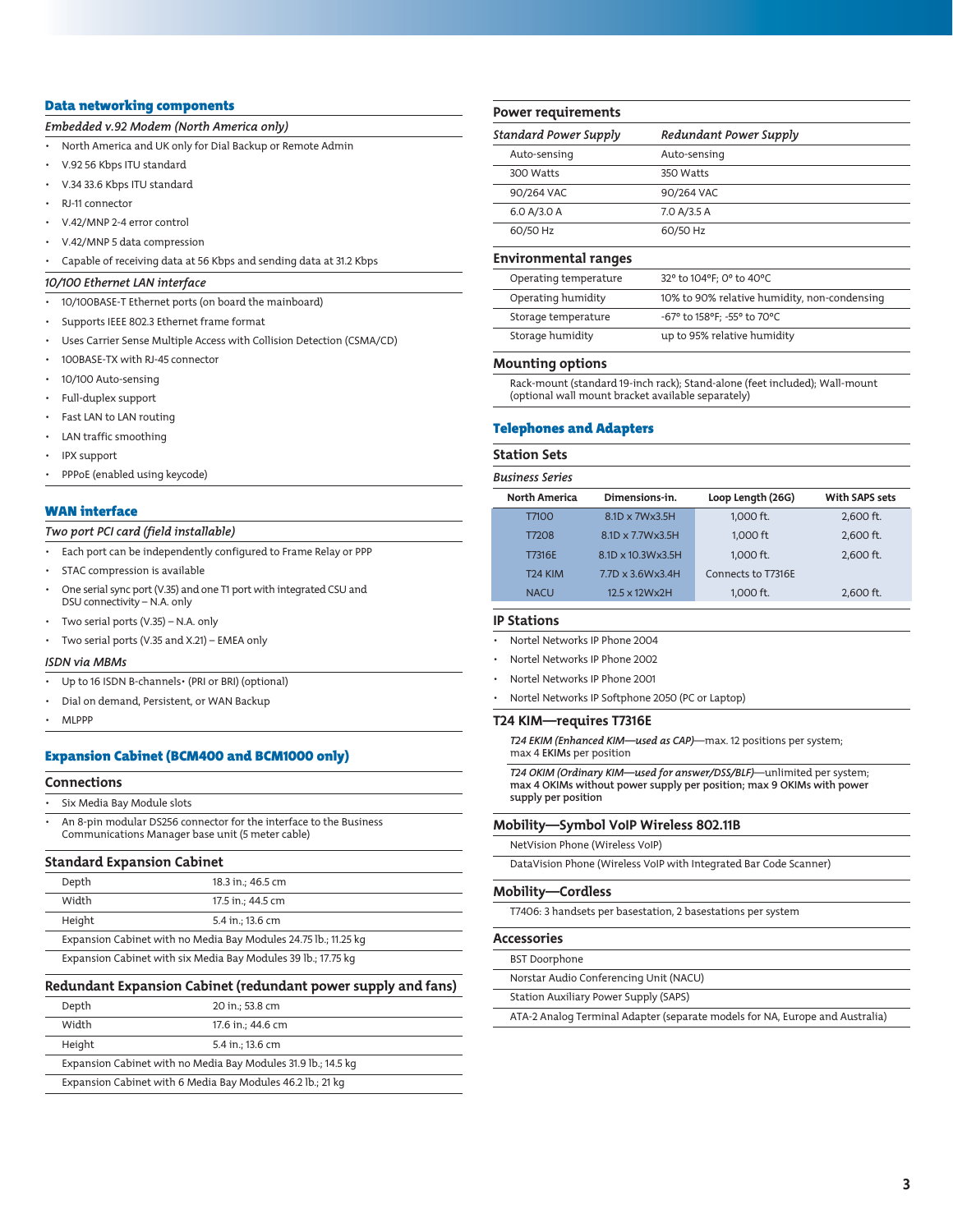## Data networking components

### *Embedded v.92 Modem (North America only)*

- North America and UK only for Dial Backup or Remote Admin
- V.92 56 Kbps ITU standard
- V.34 33.6 Kbps ITU standard
- RJ-11 connector
- V.42/MNP 2-4 error control
- V.42/MNP 5 data compression
- Capable of receiving data at 56 Kbps and sending data at 31.2 Kbps

### *10/100 Ethernet LAN interface*

- 10/100BASE-T Ethernet ports (on board the mainboard)
- Supports IEEE 802.3 Ethernet frame format
- Uses Carrier Sense Multiple Access with Collision Detection (CSMA/CD)
- 100BASE-TX with RJ-45 connector
- 10/100 Auto-sensing
- Full-duplex support
- Fast LAN to LAN routing
- LAN traffic smoothing
- IPX support
- PPPoE (enabled using keycode)

## WAN interface

### *Two port PCI card (field installable)*

- Each port can be independently configured to Frame Relay or PPP
- STAC compression is available
- One serial sync port (V.35) and one T1 port with integrated CSU and DSU connectivity – N.A. only
- Two serial ports (V.35) – N.A. only
- Two serial ports (V.35 and X.21) – EMEA only

### *ISDN via MBMs*

- Up to 16 ISDN B-channels• (PRI or BRI) (optional)
- Dial on demand, Persistent, or WAN Backup
- MLPPP

## Expansion Cabinet (BCM400 and BCM1000 only)

### Connections

- Six Media Bay Module slots
- An 8-pin modular DS256 connector for the interface to the Business Communications Manager base unit (5 meter cable)

### Standard Expansion Cabinet

| | |
|---|---|
| Depth | 18.3 in.; 46.5 cm |
| Width | 17.5 in.; 44.5 cm |
| Height | 5.4 in.; 13.6 cm |
| Expansion Cabinet with no Media Bay Modules 24.75 lb.; 11.25 kg | |
| Expansion Cabinet with six Media Bay Modules 39 lb.; 17.75 kg | |

### Redundant Expansion Cabinet (redundant power supply and fans)

| | |
|---|---|
| Depth | 20 in.; 53.8 cm |
| Width | 17.6 in.; 44.6 cm |
| Height | 5.4 in.; 13.6 cm |
| Expansion Cabinet with no Media Bay Modules 31.9 lb.; 14.5 kg | |
| Expansion Cabinet with 6 Media Bay Modules 46.2 lb.; 21 kg | |

### Power requirements

| *Standard Power Supply* | *Redundant Power Supply* |
|---|---|
| Auto-sensing | Auto-sensing |
| 300 Watts | 350 Watts |
| 90/264 VAC | 90/264 VAC |
| 6.0 A/3.0 A | 7.0 A/3.5 A |
| 60/50 Hz | 60/50 Hz |

### Environmental ranges

| | |
|---|---|
| Operating temperature | 32° to 104°F; 0° to 40°C |
| Operating humidity | 10% to 90% relative humidity, non-condensing |
| Storage temperature | -67° to 158°F; -55° to 70°C |
| Storage humidity | up to 95% relative humidity |

### Mounting options

Rack-mount (standard 19-inch rack); Stand-alone (feet included); Wall-mount (optional wall mount bracket available separately)

## Telephones and Adapters

### Station Sets

*Business Series*

| North America | Dimensions-in. | Loop Length (26G) | With SAPS sets |
|---|---|---|---|
| T7100 | 8.1D x 7Wx3.5H | 1,000 ft. | 2,600 ft. |
| T7208 | 8.1D x 7.7Wx3.5H | 1,000 ft | 2,600 ft. |
| T7316E | 8.1D x 10.3Wx3.5H | 1,000 ft. | 2,600 ft. |
| T24 KIM | 7.7D x 3.6Wx3.4H | Connects to T7316E | |
| NACU | 12.5 x 12Wx2H | 1,000 ft. | 2,600 ft. |

### IP Stations

- Nortel Networks IP Phone 2004
- Nortel Networks IP Phone 2002
- Nortel Networks IP Phone 2001
- Nortel Networks IP Softphone 2050 (PC or Laptop)

### T24 KIM—requires T7316E

*T24 EKIM (Enhanced KIM—used as CAP)*—max. 12 positions per system; max 4 **EKIMs** per position

*T24 OKIM (Ordinary KIM—used for answer/DSS/BLF)*—unlimited per system; **max 4 OKIMs without power supply per position; max 9 OKIMs with power supply per position**

### Mobility—Symbol VoIP Wireless 802.11B

NetVision Phone (Wireless VoIP)

DataVision Phone (Wireless VoIP with Integrated Bar Code Scanner)

### Mobility—Cordless

T7406: 3 handsets per basestation, 2 basestations per system

### Accessories

BST Doorphone

Norstar Audio Conferencing Unit (NACU)

Station Auxiliary Power Supply (SAPS)

ATA-2 Analog Terminal Adapter (separate models for NA, Europe and Australia)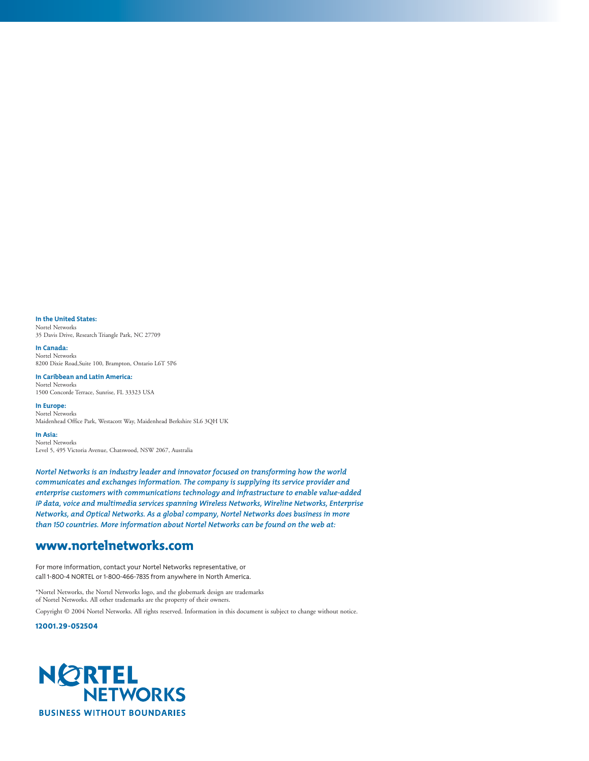**In the United States:**
Nortel Networks
35 Davis Drive, Research Triangle Park, NC 27709

**In Canada:**
Nortel Networks
8200 Dixie Road,Suite 100, Brampton, Ontario L6T 5P6

**In Caribbean and Latin America:**
Nortel Networks
1500 Concorde Terrace, Sunrise, FL 33323 USA

**In Europe:**
Nortel Networks
Maidenhead Office Park, Westacott Way, Maidenhead Berkshire SL6 3QH UK

**In Asia:**
Nortel Networks
Level 5, 495 Victoria Avenue, Chatswood, NSW 2067, Australia

***Nortel Networks is an industry leader and innovator focused on transforming how the world communicates and exchanges information. The company is supplying its service provider and enterprise customers with communications technology and infrastructure to enable value-added IP data, voice and multimedia services spanning Wireless Networks, Wireline Networks, Enterprise Networks, and Optical Networks. As a global company, Nortel Networks does business in more than 150 countries. More information about Nortel Networks can be found on the web at:***

## www.nortelnetworks.com

For more information, contact your Nortel Networks representative, or call 1-800-4 NORTEL or 1-800-466-7835 from anywhere in North America.

*Nortel Networks, the Nortel Networks logo, and the globemark design are trademarks of Nortel Networks. All other trademarks are the property of their owners.

Copyright © 2004 Nortel Networks. All rights reserved. Information in this document is subject to change without notice.

**12001.29-052504**

NORTEL NETWORKS

BUSINESS WITHOUT BOUNDARIES